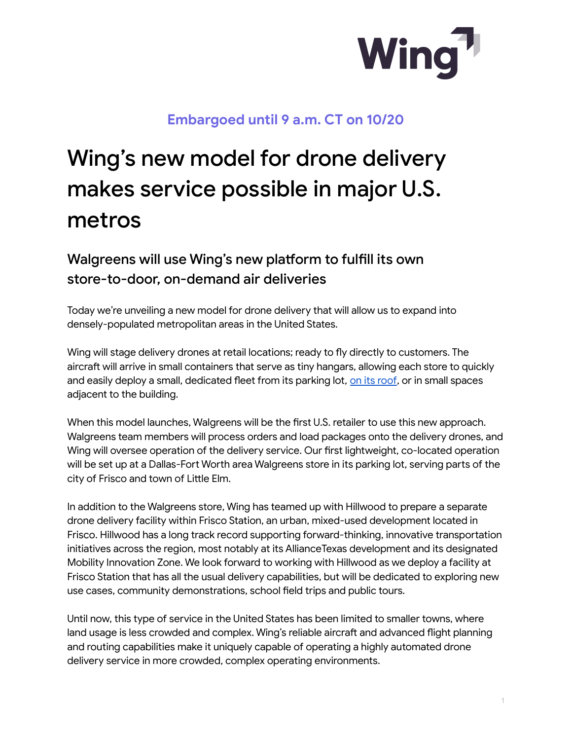Wing

**Embargoed until 9 a.m. CT on 10/20**

# Wing's new model for drone delivery makes service possible in major U.S. metros

## Walgreens will use Wing's new platform to fulfill its own store-to-door, on-demand air deliveries

Today we're unveiling a new model for drone delivery that will allow us to expand into densely-populated metropolitan areas in the United States.

Wing will stage delivery drones at retail locations; ready to fly directly to customers. The aircraft will arrive in small containers that serve as tiny hangars, allowing each store to quickly and easily deploy a small, dedicated fleet from its parking lot, on its roof, or in small spaces adjacent to the building.

When this model launches, Walgreens will be the first U.S. retailer to use this new approach. Walgreens team members will process orders and load packages onto the delivery drones, and Wing will oversee operation of the delivery service. Our first lightweight, co-located operation will be set up at a Dallas-Fort Worth area Walgreens store in its parking lot, serving parts of the city of Frisco and town of Little Elm.

In addition to the Walgreens store, Wing has teamed up with Hillwood to prepare a separate drone delivery facility within Frisco Station, an urban, mixed-used development located in Frisco. Hillwood has a long track record supporting forward-thinking, innovative transportation initiatives across the region, most notably at its AllianceTexas development and its designated Mobility Innovation Zone. We look forward to working with Hillwood as we deploy a facility at Frisco Station that has all the usual delivery capabilities, but will be dedicated to exploring new use cases, community demonstrations, school field trips and public tours.

Until now, this type of service in the United States has been limited to smaller towns, where land usage is less crowded and complex. Wing's reliable aircraft and advanced flight planning and routing capabilities make it uniquely capable of operating a highly automated drone delivery service in more crowded, complex operating environments.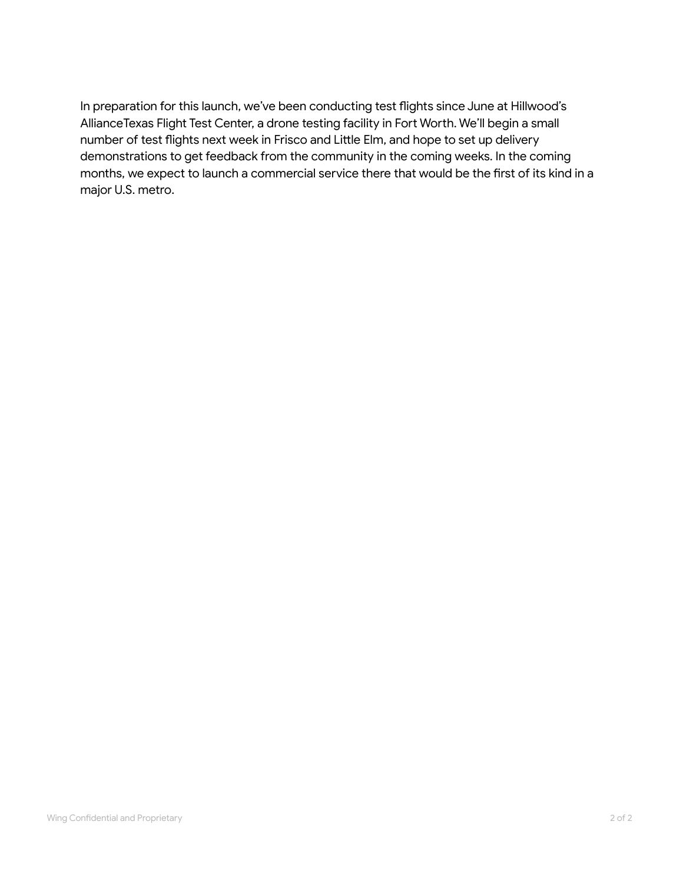In preparation for this launch, we've been conducting test flights since June at Hillwood's AllianceTexas Flight Test Center, a drone testing facility in Fort Worth. We'll begin a small number of test flights next week in Frisco and Little Elm, and hope to set up delivery demonstrations to get feedback from the community in the coming weeks. In the coming months, we expect to launch a commercial service there that would be the first of its kind in a major U.S. metro.